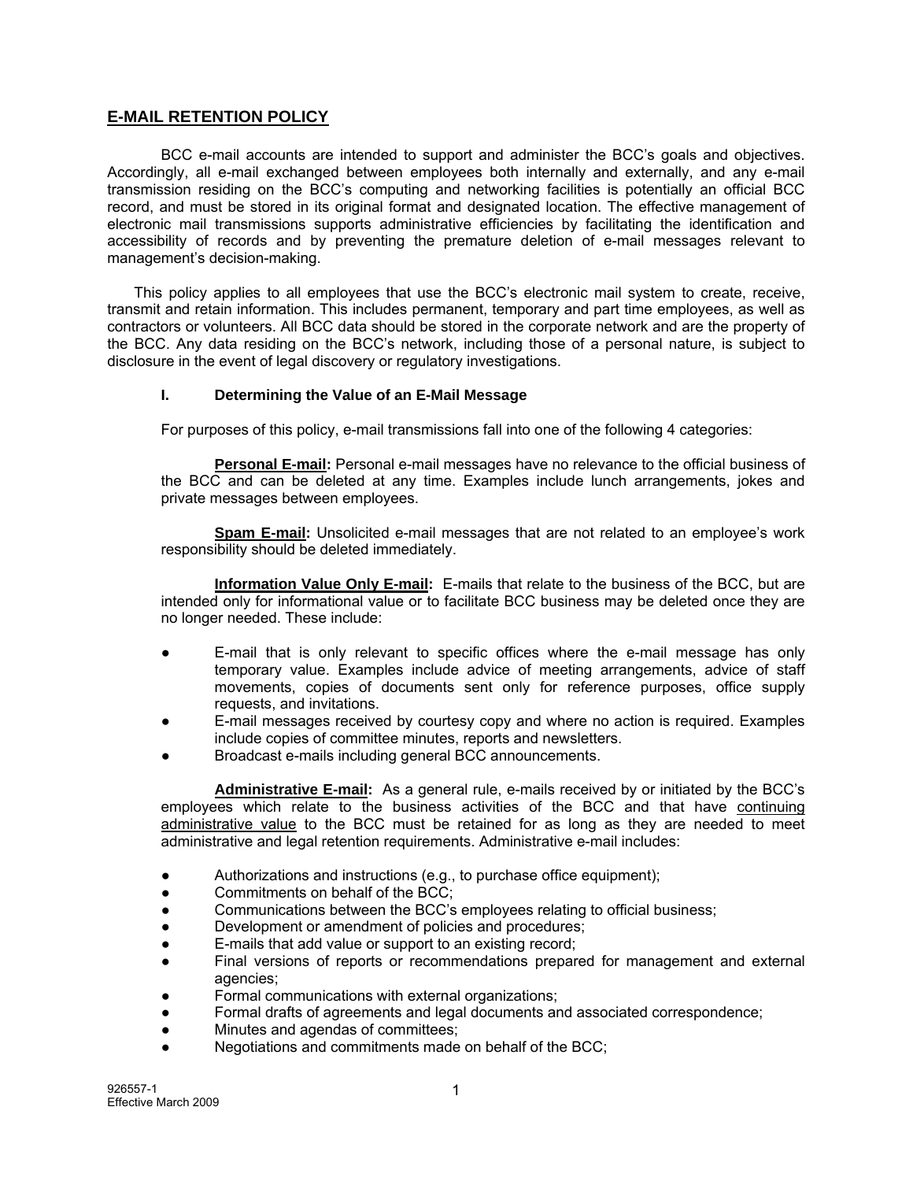# E-MAIL RETENTION POLICY

BCC e-mail accounts are intended to support and administer the BCC's goals and objectives. Accordingly, all e-mail exchanged between employees both internally and externally, and any e-mail transmission residing on the BCC's computing and networking facilities is potentially an official BCC record, and must be stored in its original format and designated location. The effective management of electronic mail transmissions supports administrative efficiencies by facilitating the identification and accessibility of records and by preventing the premature deletion of e-mail messages relevant to management's decision-making.

This policy applies to all employees that use the BCC's electronic mail system to create, receive, transmit and retain information. This includes permanent, temporary and part time employees, as well as contractors or volunteers. All BCC data should be stored in the corporate network and are the property of the BCC. Any data residing on the BCC's network, including those of a personal nature, is subject to disclosure in the event of legal discovery or regulatory investigations.

## I. Determining the Value of an E-Mail Message

For purposes of this policy, e-mail transmissions fall into one of the following 4 categories:

**Personal E-mail:** Personal e-mail messages have no relevance to the official business of the BCC and can be deleted at any time. Examples include lunch arrangements, jokes and private messages between employees.

**Spam E-mail:** Unsolicited e-mail messages that are not related to an employee's work responsibility should be deleted immediately.

**Information Value Only E-mail:** E-mails that relate to the business of the BCC, but are intended only for informational value or to facilitate BCC business may be deleted once they are no longer needed. These include:

- E-mail that is only relevant to specific offices where the e-mail message has only temporary value. Examples include advice of meeting arrangements, advice of staff movements, copies of documents sent only for reference purposes, office supply requests, and invitations.
- E-mail messages received by courtesy copy and where no action is required. Examples include copies of committee minutes, reports and newsletters.
- Broadcast e-mails including general BCC announcements.

**Administrative E-mail:** As a general rule, e-mails received by or initiated by the BCC's employees which relate to the business activities of the BCC and that have continuing administrative value to the BCC must be retained for as long as they are needed to meet administrative and legal retention requirements. Administrative e-mail includes:

- Authorizations and instructions (e.g., to purchase office equipment);
- Commitments on behalf of the BCC;
- Communications between the BCC's employees relating to official business;
- Development or amendment of policies and procedures;
- E-mails that add value or support to an existing record;
- Final versions of reports or recommendations prepared for management and external agencies;
- Formal communications with external organizations;
- Formal drafts of agreements and legal documents and associated correspondence;
- Minutes and agendas of committees;
- Negotiations and commitments made on behalf of the BCC;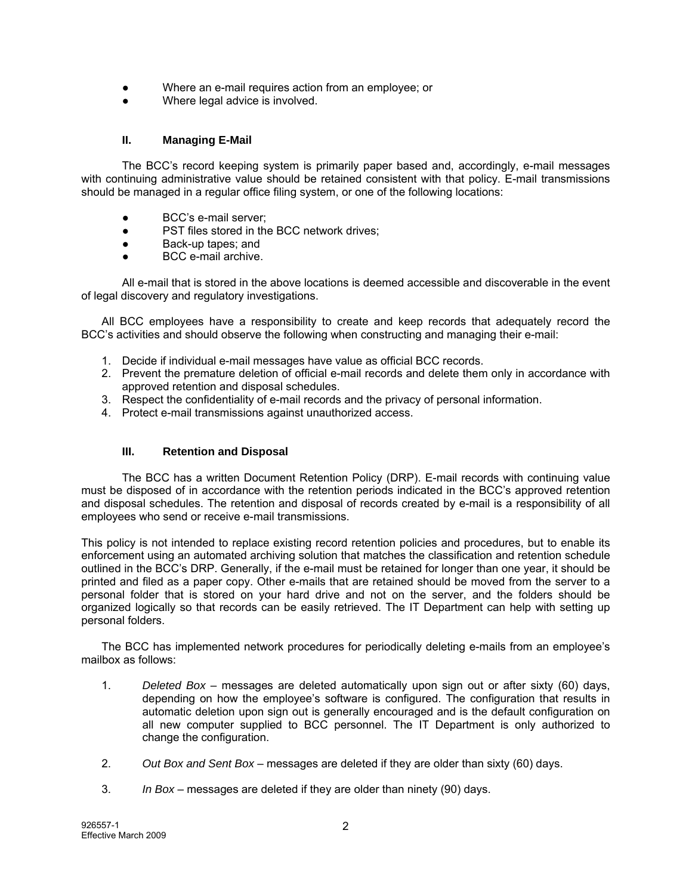- Where an e-mail requires action from an employee; or
- Where legal advice is involved.

## II. Managing E-Mail

The BCC's record keeping system is primarily paper based and, accordingly, e-mail messages with continuing administrative value should be retained consistent with that policy. E-mail transmissions should be managed in a regular office filing system, or one of the following locations:

- BCC's e-mail server;
- PST files stored in the BCC network drives;
- Back-up tapes; and
- BCC e-mail archive.

All e-mail that is stored in the above locations is deemed accessible and discoverable in the event of legal discovery and regulatory investigations.

All BCC employees have a responsibility to create and keep records that adequately record the BCC's activities and should observe the following when constructing and managing their e-mail:

1. Decide if individual e-mail messages have value as official BCC records.
2. Prevent the premature deletion of official e-mail records and delete them only in accordance with approved retention and disposal schedules.
3. Respect the confidentiality of e-mail records and the privacy of personal information.
4. Protect e-mail transmissions against unauthorized access.

## III. Retention and Disposal

The BCC has a written Document Retention Policy (DRP). E-mail records with continuing value must be disposed of in accordance with the retention periods indicated in the BCC's approved retention and disposal schedules. The retention and disposal of records created by e-mail is a responsibility of all employees who send or receive e-mail transmissions.

This policy is not intended to replace existing record retention policies and procedures, but to enable its enforcement using an automated archiving solution that matches the classification and retention schedule outlined in the BCC's DRP. Generally, if the e-mail must be retained for longer than one year, it should be printed and filed as a paper copy. Other e-mails that are retained should be moved from the server to a personal folder that is stored on your hard drive and not on the server, and the folders should be organized logically so that records can be easily retrieved. The IT Department can help with setting up personal folders.

The BCC has implemented network procedures for periodically deleting e-mails from an employee's mailbox as follows:

1. *Deleted Box* – messages are deleted automatically upon sign out or after sixty (60) days, depending on how the employee's software is configured. The configuration that results in automatic deletion upon sign out is generally encouraged and is the default configuration on all new computer supplied to BCC personnel. The IT Department is only authorized to change the configuration.

2. *Out Box and Sent Box* – messages are deleted if they are older than sixty (60) days.

3. *In Box* – messages are deleted if they are older than ninety (90) days.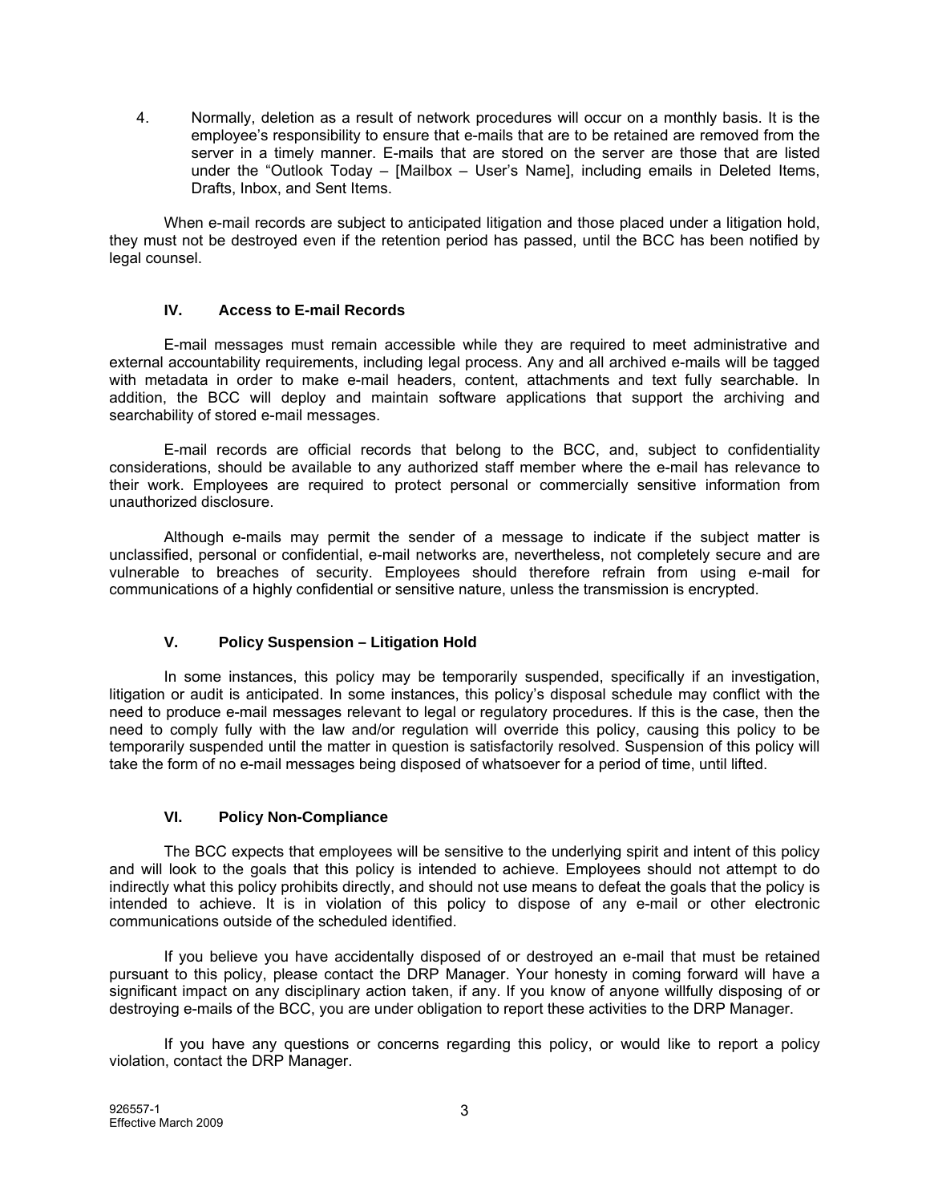4. Normally, deletion as a result of network procedures will occur on a monthly basis. It is the employee's responsibility to ensure that e-mails that are to be retained are removed from the server in a timely manner. E-mails that are stored on the server are those that are listed under the "Outlook Today – [Mailbox – User's Name], including emails in Deleted Items, Drafts, Inbox, and Sent Items.

When e-mail records are subject to anticipated litigation and those placed under a litigation hold, they must not be destroyed even if the retention period has passed, until the BCC has been notified by legal counsel.

### IV. Access to E-mail Records

E-mail messages must remain accessible while they are required to meet administrative and external accountability requirements, including legal process. Any and all archived e-mails will be tagged with metadata in order to make e-mail headers, content, attachments and text fully searchable. In addition, the BCC will deploy and maintain software applications that support the archiving and searchability of stored e-mail messages.

E-mail records are official records that belong to the BCC, and, subject to confidentiality considerations, should be available to any authorized staff member where the e-mail has relevance to their work. Employees are required to protect personal or commercially sensitive information from unauthorized disclosure.

Although e-mails may permit the sender of a message to indicate if the subject matter is unclassified, personal or confidential, e-mail networks are, nevertheless, not completely secure and are vulnerable to breaches of security. Employees should therefore refrain from using e-mail for communications of a highly confidential or sensitive nature, unless the transmission is encrypted.

### V. Policy Suspension – Litigation Hold

In some instances, this policy may be temporarily suspended, specifically if an investigation, litigation or audit is anticipated. In some instances, this policy's disposal schedule may conflict with the need to produce e-mail messages relevant to legal or regulatory procedures. If this is the case, then the need to comply fully with the law and/or regulation will override this policy, causing this policy to be temporarily suspended until the matter in question is satisfactorily resolved. Suspension of this policy will take the form of no e-mail messages being disposed of whatsoever for a period of time, until lifted.

### VI. Policy Non-Compliance

The BCC expects that employees will be sensitive to the underlying spirit and intent of this policy and will look to the goals that this policy is intended to achieve. Employees should not attempt to do indirectly what this policy prohibits directly, and should not use means to defeat the goals that the policy is intended to achieve. It is in violation of this policy to dispose of any e-mail or other electronic communications outside of the scheduled identified.

If you believe you have accidentally disposed of or destroyed an e-mail that must be retained pursuant to this policy, please contact the DRP Manager. Your honesty in coming forward will have a significant impact on any disciplinary action taken, if any. If you know of anyone willfully disposing of or destroying e-mails of the BCC, you are under obligation to report these activities to the DRP Manager.

If you have any questions or concerns regarding this policy, or would like to report a policy violation, contact the DRP Manager.

926557-1
Effective March 2009